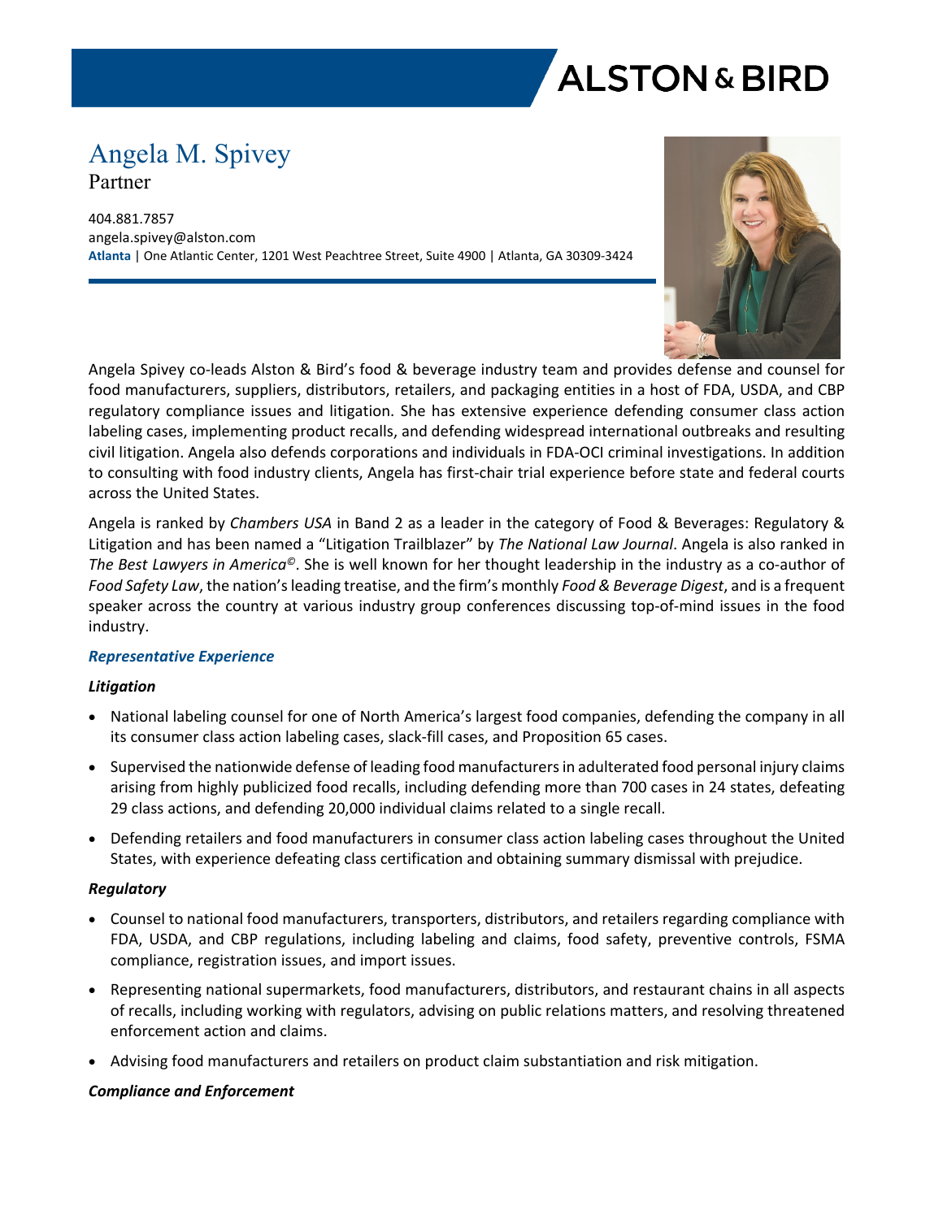# Angela M. Spivey

Partner

404.881.7857
angela.spivey@alston.com
**Atlanta** | One Atlantic Center, 1201 West Peachtree Street, Suite 4900 | Atlanta, GA 30309-3424

Angela Spivey co-leads Alston & Bird's food & beverage industry team and provides defense and counsel for food manufacturers, suppliers, distributors, retailers, and packaging entities in a host of FDA, USDA, and CBP regulatory compliance issues and litigation. She has extensive experience defending consumer class action labeling cases, implementing product recalls, and defending widespread international outbreaks and resulting civil litigation. Angela also defends corporations and individuals in FDA-OCI criminal investigations. In addition to consulting with food industry clients, Angela has first-chair trial experience before state and federal courts across the United States.

Angela is ranked by *Chambers USA* in Band 2 as a leader in the category of Food & Beverages: Regulatory & Litigation and has been named a "Litigation Trailblazer" by *The National Law Journal*. Angela is also ranked in *The Best Lawyers in America©*. She is well known for her thought leadership in the industry as a co-author of *Food Safety Law*, the nation's leading treatise, and the firm's monthly *Food & Beverage Digest*, and is a frequent speaker across the country at various industry group conferences discussing top-of-mind issues in the food industry.

## *Representative Experience*

### *Litigation*

- National labeling counsel for one of North America's largest food companies, defending the company in all its consumer class action labeling cases, slack-fill cases, and Proposition 65 cases.
- Supervised the nationwide defense of leading food manufacturers in adulterated food personal injury claims arising from highly publicized food recalls, including defending more than 700 cases in 24 states, defeating 29 class actions, and defending 20,000 individual claims related to a single recall.
- Defending retailers and food manufacturers in consumer class action labeling cases throughout the United States, with experience defeating class certification and obtaining summary dismissal with prejudice.

### *Regulatory*

- Counsel to national food manufacturers, transporters, distributors, and retailers regarding compliance with FDA, USDA, and CBP regulations, including labeling and claims, food safety, preventive controls, FSMA compliance, registration issues, and import issues.
- Representing national supermarkets, food manufacturers, distributors, and restaurant chains in all aspects of recalls, including working with regulators, advising on public relations matters, and resolving threatened enforcement action and claims.
- Advising food manufacturers and retailers on product claim substantiation and risk mitigation.

### *Compliance and Enforcement*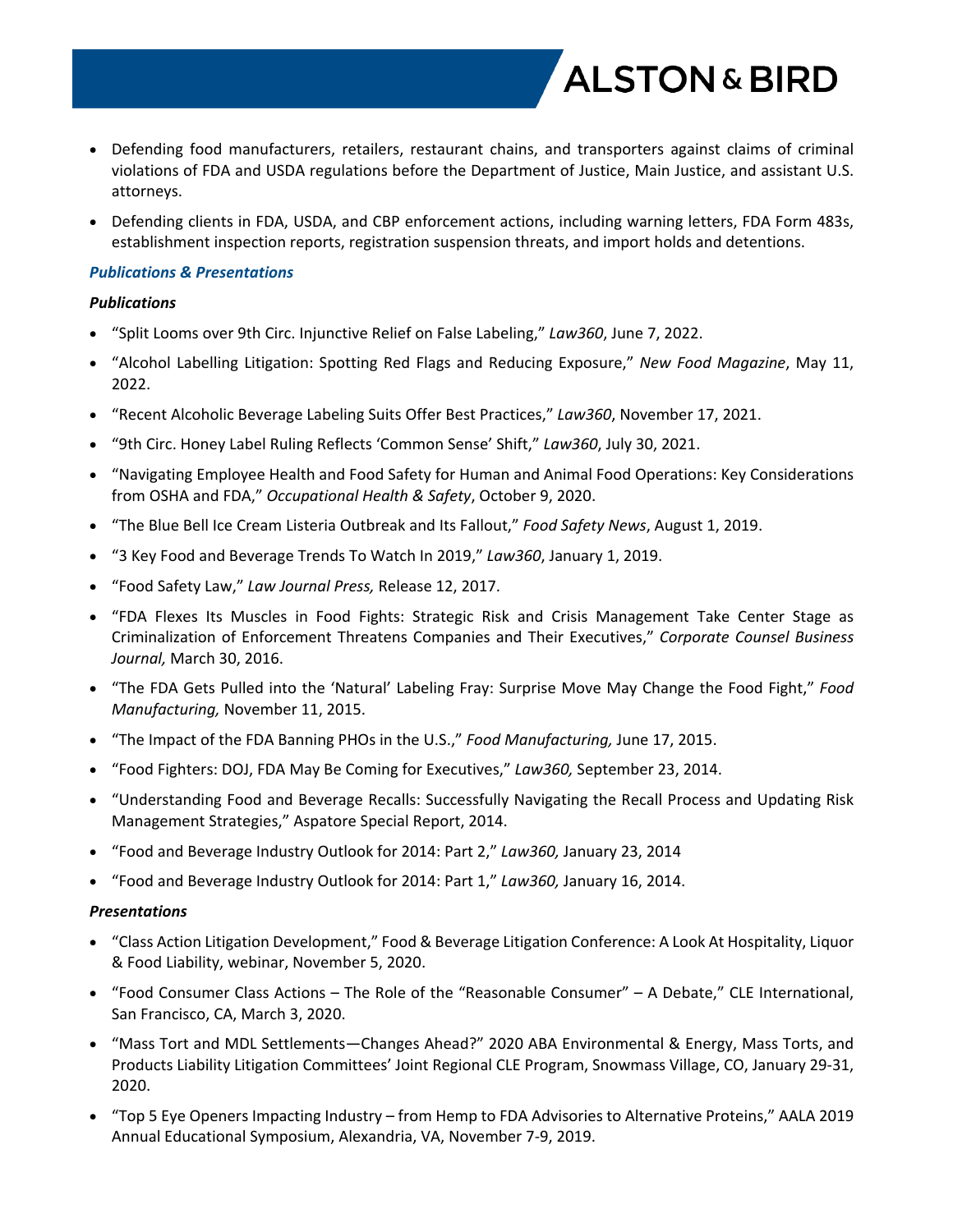- Defending food manufacturers, retailers, restaurant chains, and transporters against claims of criminal violations of FDA and USDA regulations before the Department of Justice, Main Justice, and assistant U.S. attorneys.
- Defending clients in FDA, USDA, and CBP enforcement actions, including warning letters, FDA Form 483s, establishment inspection reports, registration suspension threats, and import holds and detentions.

### *Publications & Presentations*

#### *Publications*

- "Split Looms over 9th Circ. Injunctive Relief on False Labeling," *Law360*, June 7, 2022.
- "Alcohol Labelling Litigation: Spotting Red Flags and Reducing Exposure," *New Food Magazine*, May 11, 2022.
- "Recent Alcoholic Beverage Labeling Suits Offer Best Practices," *Law360*, November 17, 2021.
- "9th Circ. Honey Label Ruling Reflects 'Common Sense' Shift," *Law360*, July 30, 2021.
- "Navigating Employee Health and Food Safety for Human and Animal Food Operations: Key Considerations from OSHA and FDA," *Occupational Health & Safety*, October 9, 2020.
- "The Blue Bell Ice Cream Listeria Outbreak and Its Fallout," *Food Safety News*, August 1, 2019.
- "3 Key Food and Beverage Trends To Watch In 2019," *Law360*, January 1, 2019.
- "Food Safety Law," *Law Journal Press,* Release 12, 2017.
- "FDA Flexes Its Muscles in Food Fights: Strategic Risk and Crisis Management Take Center Stage as Criminalization of Enforcement Threatens Companies and Their Executives," *Corporate Counsel Business Journal,* March 30, 2016.
- "The FDA Gets Pulled into the 'Natural' Labeling Fray: Surprise Move May Change the Food Fight," *Food Manufacturing,* November 11, 2015.
- "The Impact of the FDA Banning PHOs in the U.S.," *Food Manufacturing,* June 17, 2015.
- "Food Fighters: DOJ, FDA May Be Coming for Executives," *Law360,* September 23, 2014.
- "Understanding Food and Beverage Recalls: Successfully Navigating the Recall Process and Updating Risk Management Strategies," Aspatore Special Report, 2014.
- "Food and Beverage Industry Outlook for 2014: Part 2," *Law360,* January 23, 2014
- "Food and Beverage Industry Outlook for 2014: Part 1," *Law360,* January 16, 2014.

#### *Presentations*

- "Class Action Litigation Development," Food & Beverage Litigation Conference: A Look At Hospitality, Liquor & Food Liability, webinar, November 5, 2020.
- "Food Consumer Class Actions – The Role of the "Reasonable Consumer" – A Debate," CLE International, San Francisco, CA, March 3, 2020.
- "Mass Tort and MDL Settlements—Changes Ahead?" 2020 ABA Environmental & Energy, Mass Torts, and Products Liability Litigation Committees' Joint Regional CLE Program, Snowmass Village, CO, January 29-31, 2020.
- "Top 5 Eye Openers Impacting Industry – from Hemp to FDA Advisories to Alternative Proteins," AALA 2019 Annual Educational Symposium, Alexandria, VA, November 7-9, 2019.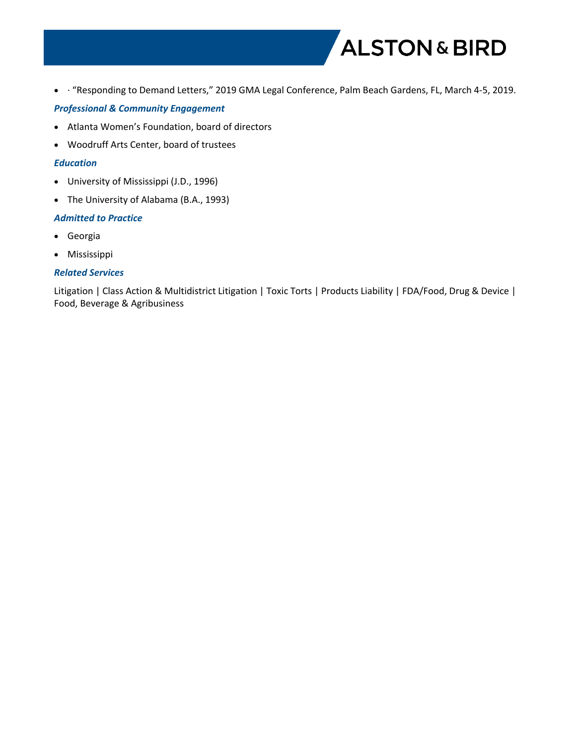- · "Responding to Demand Letters," 2019 GMA Legal Conference, Palm Beach Gardens, FL, March 4-5, 2019.

### *Professional & Community Engagement*

- Atlanta Women's Foundation, board of directors
- Woodruff Arts Center, board of trustees

### *Education*

- University of Mississippi (J.D., 1996)
- The University of Alabama (B.A., 1993)

### *Admitted to Practice*

- Georgia
- Mississippi

### *Related Services*

Litigation | Class Action & Multidistrict Litigation | Toxic Torts | Products Liability | FDA/Food, Drug & Device | Food, Beverage & Agribusiness